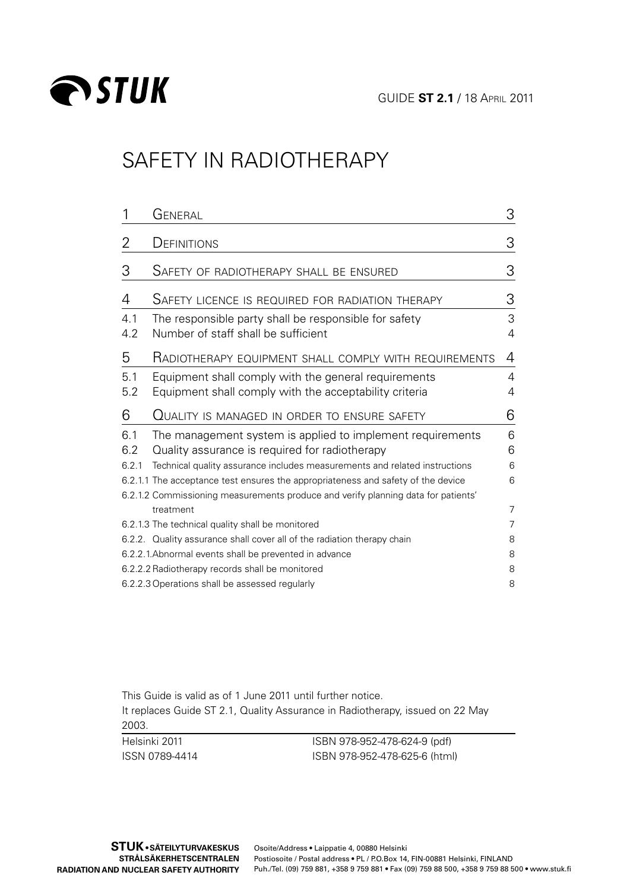STUK

GUIDE **ST 2.1** / 18 April 2011

# SAFETY IN RADIOTHERAPY

| | | |
|---|---|---|
| 1 | General | 3 |
| 2 | Definitions | 3 |
| 3 | Safety of radiotherapy shall be ensured | 3 |
| 4 | Safety licence is required for radiation therapy | 3 |
| 4.1 | The responsible party shall be responsible for safety | 3 |
| 4.2 | Number of staff shall be sufficient | 4 |
| 5 | Radiotherapy equipment shall comply with requirements | 4 |
| 5.1 | Equipment shall comply with the general requirements | 4 |
| 5.2 | Equipment shall comply with the acceptability criteria | 4 |
| 6 | Quality is managed in order to ensure safety | 6 |
| 6.1 | The management system is applied to implement requirements | 6 |
| 6.2 | Quality assurance is required for radiotherapy | 6 |
| 6.2.1 | Technical quality assurance includes measurements and related instructions | 6 |
| 6.2.1.1 | The acceptance test ensures the appropriateness and safety of the device | 6 |
| 6.2.1.2 | Commissioning measurements produce and verify planning data for patients' treatment | 7 |
| 6.2.1.3 | The technical quality shall be monitored | 7 |
| 6.2.2. | Quality assurance shall cover all of the radiation therapy chain | 8 |
| 6.2.2.1. | Abnormal events shall be prevented in advance | 8 |
| 6.2.2.2 | Radiotherapy records shall be monitored | 8 |
| 6.2.2.3 | Operations shall be assessed regularly | 8 |

This Guide is valid as of 1 June 2011 until further notice.
It replaces Guide ST 2.1, Quality Assurance in Radiotherapy, issued on 22 May 2003.

Helsinki 2011
ISSN 0789-4414
ISBN 978-952-478-624-9 (pdf)
ISBN 978-952-478-625-6 (html)

**STUK • SÄTEILYTURVAKESKUS**
**STRÅLSÄKERHETSCENTRALEN**
**RADIATION AND NUCLEAR SAFETY AUTHORITY**

Osoite/Address • Laippatie 4, 00880 Helsinki
Postiosoite / Postal address • PL / P.O.Box 14, FIN-00881 Helsinki, FINLAND
Puh./Tel. (09) 759 881, +358 9 759 881 • Fax (09) 759 88 500, +358 9 759 88 500 • www.stuk.fi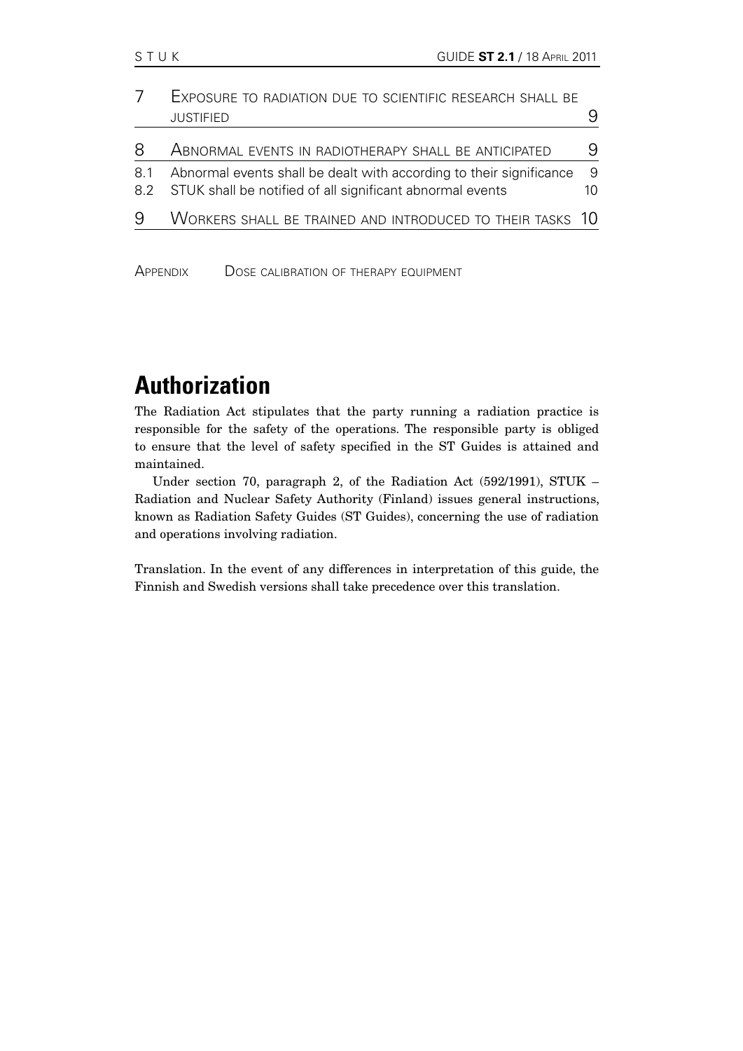| | | |
|---|---|---|
| 7 | EXPOSURE TO RADIATION DUE TO SCIENTIFIC RESEARCH SHALL BE JUSTIFIED | 9 |
| 8 | ABNORMAL EVENTS IN RADIOTHERAPY SHALL BE ANTICIPATED | 9 |
| 8.1 | Abnormal events shall be dealt with according to their significance | 9 |
| 8.2 | STUK shall be notified of all significant abnormal events | 10 |
| 9 | WORKERS SHALL BE TRAINED AND INTRODUCED TO THEIR TASKS | 10 |

APPENDIX DOSE CALIBRATION OF THERAPY EQUIPMENT

# Authorization

The Radiation Act stipulates that the party running a radiation practice is responsible for the safety of the operations. The responsible party is obliged to ensure that the level of safety specified in the ST Guides is attained and maintained.

Under section 70, paragraph 2, of the Radiation Act (592/1991), STUK – Radiation and Nuclear Safety Authority (Finland) issues general instructions, known as Radiation Safety Guides (ST Guides), concerning the use of radiation and operations involving radiation.

Translation. In the event of any differences in interpretation of this guide, the Finnish and Swedish versions shall take precedence over this translation.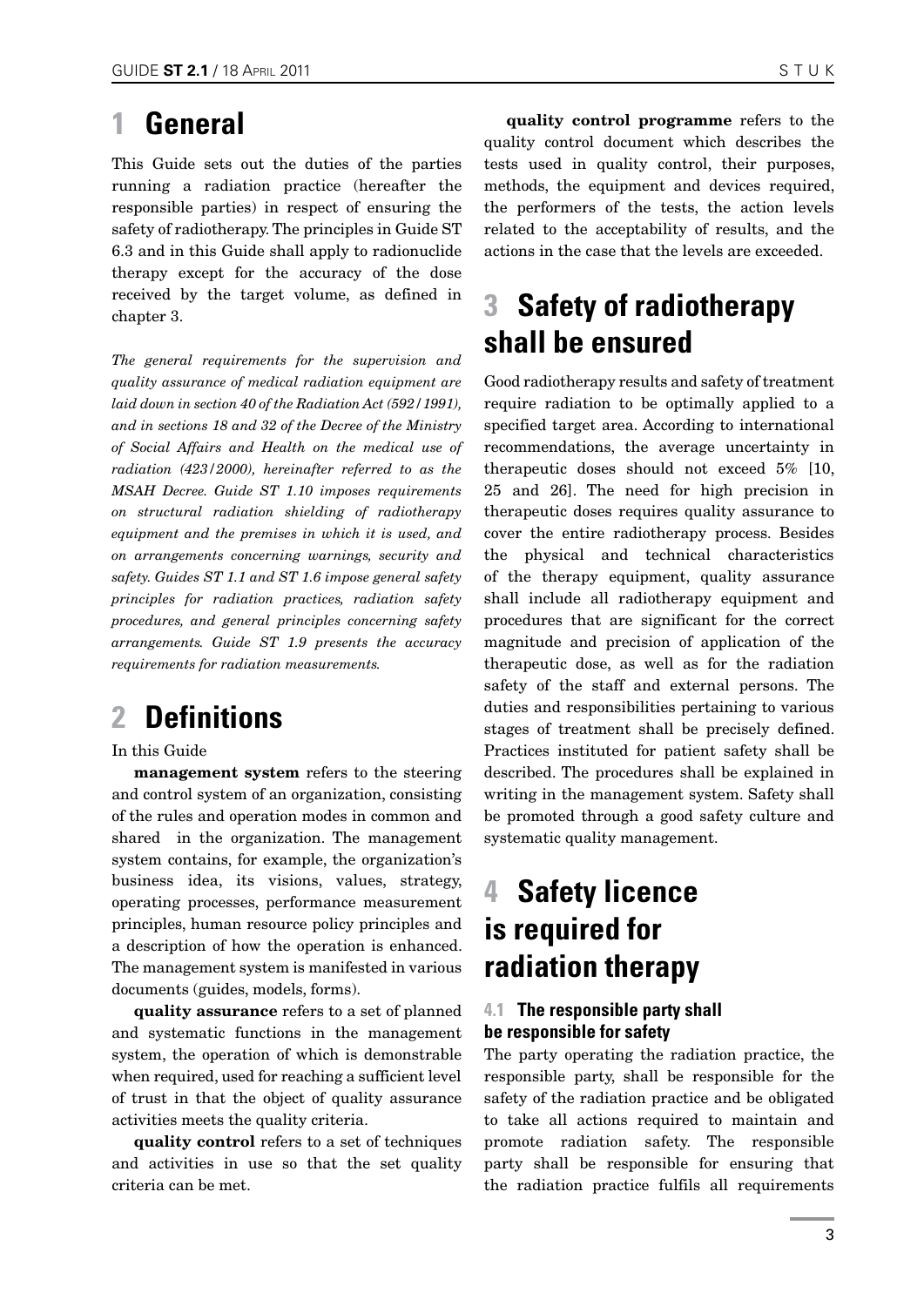# 1 General

This Guide sets out the duties of the parties running a radiation practice (hereafter the responsible parties) in respect of ensuring the safety of radiotherapy. The principles in Guide ST 6.3 and in this Guide shall apply to radionuclide therapy except for the accuracy of the dose received by the target volume, as defined in chapter 3.

*The general requirements for the supervision and quality assurance of medical radiation equipment are laid down in section 40 of the Radiation Act (592/1991), and in sections 18 and 32 of the Decree of the Ministry of Social Affairs and Health on the medical use of radiation (423/2000), hereinafter referred to as the MSAH Decree. Guide ST 1.10 imposes requirements on structural radiation shielding of radiotherapy equipment and the premises in which it is used, and on arrangements concerning warnings, security and safety. Guides ST 1.1 and ST 1.6 impose general safety principles for radiation practices, radiation safety procedures, and general principles concerning safety arrangements. Guide ST 1.9 presents the accuracy requirements for radiation measurements.*

# 2 Definitions

In this Guide

**management system** refers to the steering and control system of an organization, consisting of the rules and operation modes in common and shared in the organization. The management system contains, for example, the organization's business idea, its visions, values, strategy, operating processes, performance measurement principles, human resource policy principles and a description of how the operation is enhanced. The management system is manifested in various documents (guides, models, forms).

**quality assurance** refers to a set of planned and systematic functions in the management system, the operation of which is demonstrable when required, used for reaching a sufficient level of trust in that the object of quality assurance activities meets the quality criteria.

**quality control** refers to a set of techniques and activities in use so that the set quality criteria can be met.

**quality control programme** refers to the quality control document which describes the tests used in quality control, their purposes, methods, the equipment and devices required, the performers of the tests, the action levels related to the acceptability of results, and the actions in the case that the levels are exceeded.

# 3 Safety of radiotherapy shall be ensured

Good radiotherapy results and safety of treatment require radiation to be optimally applied to a specified target area. According to international recommendations, the average uncertainty in therapeutic doses should not exceed 5% [10, 25 and 26]. The need for high precision in therapeutic doses requires quality assurance to cover the entire radiotherapy process. Besides the physical and technical characteristics of the therapy equipment, quality assurance shall include all radiotherapy equipment and procedures that are significant for the correct magnitude and precision of application of the therapeutic dose, as well as for the radiation safety of the staff and external persons. The duties and responsibilities pertaining to various stages of treatment shall be precisely defined. Practices instituted for patient safety shall be described. The procedures shall be explained in writing in the management system. Safety shall be promoted through a good safety culture and systematic quality management.

# 4 Safety licence is required for radiation therapy

## 4.1 The responsible party shall be responsible for safety

The party operating the radiation practice, the responsible party, shall be responsible for the safety of the radiation practice and be obligated to take all actions required to maintain and promote radiation safety. The responsible party shall be responsible for ensuring that the radiation practice fulfils all requirements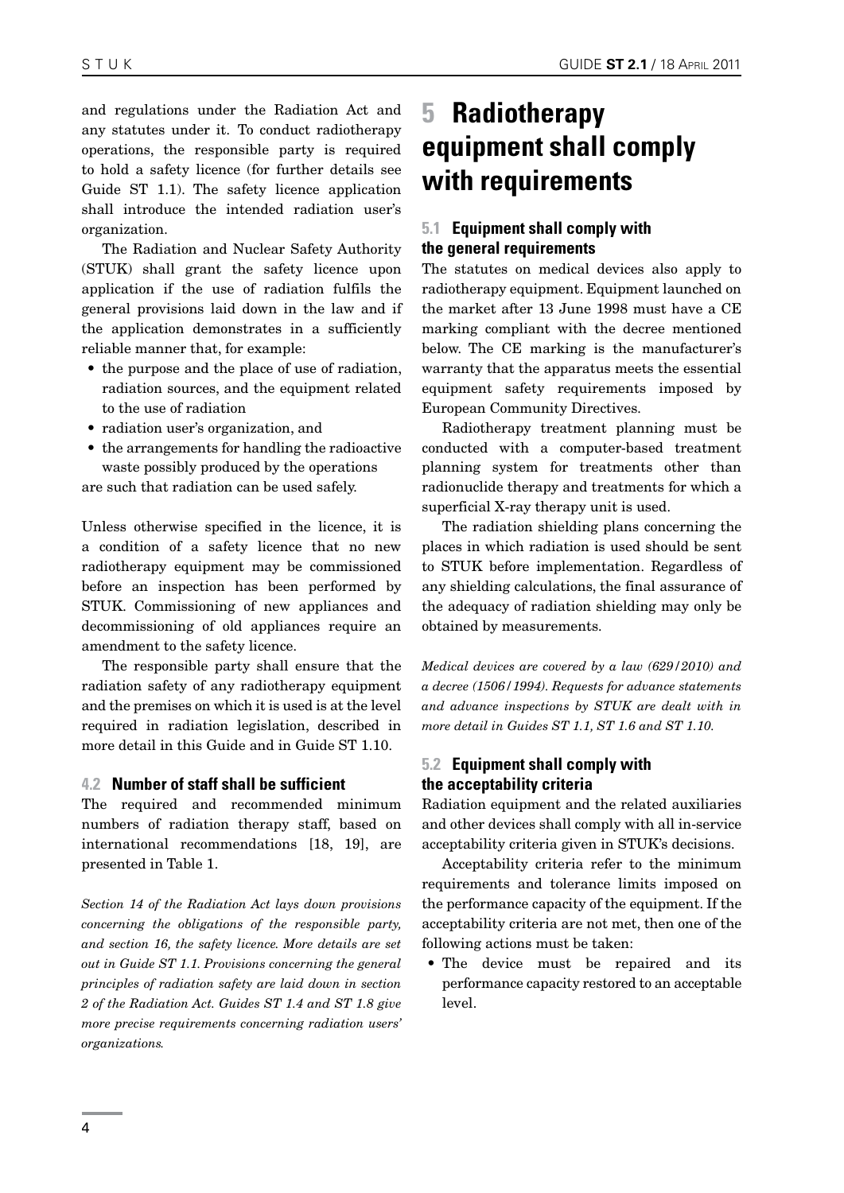and regulations under the Radiation Act and any statutes under it. To conduct radiotherapy operations, the responsible party is required to hold a safety licence (for further details see Guide ST 1.1). The safety licence application shall introduce the intended radiation user's organization.

The Radiation and Nuclear Safety Authority (STUK) shall grant the safety licence upon application if the use of radiation fulfils the general provisions laid down in the law and if the application demonstrates in a sufficiently reliable manner that, for example:

- the purpose and the place of use of radiation, radiation sources, and the equipment related to the use of radiation
- radiation user's organization, and
- the arrangements for handling the radioactive waste possibly produced by the operations

are such that radiation can be used safely.

Unless otherwise specified in the licence, it is a condition of a safety licence that no new radiotherapy equipment may be commissioned before an inspection has been performed by STUK. Commissioning of new appliances and decommissioning of old appliances require an amendment to the safety licence.

The responsible party shall ensure that the radiation safety of any radiotherapy equipment and the premises on which it is used is at the level required in radiation legislation, described in more detail in this Guide and in Guide ST 1.10.

### 4.2 Number of staff shall be sufficient

The required and recommended minimum numbers of radiation therapy staff, based on international recommendations [18, 19], are presented in Table 1.

*Section 14 of the Radiation Act lays down provisions concerning the obligations of the responsible party, and section 16, the safety licence. More details are set out in Guide ST 1.1. Provisions concerning the general principles of radiation safety are laid down in section 2 of the Radiation Act. Guides ST 1.4 and ST 1.8 give more precise requirements concerning radiation users' organizations.*

## 5 Radiotherapy equipment shall comply with requirements

### 5.1 Equipment shall comply with the general requirements

The statutes on medical devices also apply to radiotherapy equipment. Equipment launched on the market after 13 June 1998 must have a CE marking compliant with the decree mentioned below. The CE marking is the manufacturer's warranty that the apparatus meets the essential equipment safety requirements imposed by European Community Directives.

Radiotherapy treatment planning must be conducted with a computer-based treatment planning system for treatments other than radionuclide therapy and treatments for which a superficial X-ray therapy unit is used.

The radiation shielding plans concerning the places in which radiation is used should be sent to STUK before implementation. Regardless of any shielding calculations, the final assurance of the adequacy of radiation shielding may only be obtained by measurements.

*Medical devices are covered by a law (629/2010) and a decree (1506/1994). Requests for advance statements and advance inspections by STUK are dealt with in more detail in Guides ST 1.1, ST 1.6 and ST 1.10.*

### 5.2 Equipment shall comply with the acceptability criteria

Radiation equipment and the related auxiliaries and other devices shall comply with all in-service acceptability criteria given in STUK's decisions.

Acceptability criteria refer to the minimum requirements and tolerance limits imposed on the performance capacity of the equipment. If the acceptability criteria are not met, then one of the following actions must be taken:

- The device must be repaired and its performance capacity restored to an acceptable level.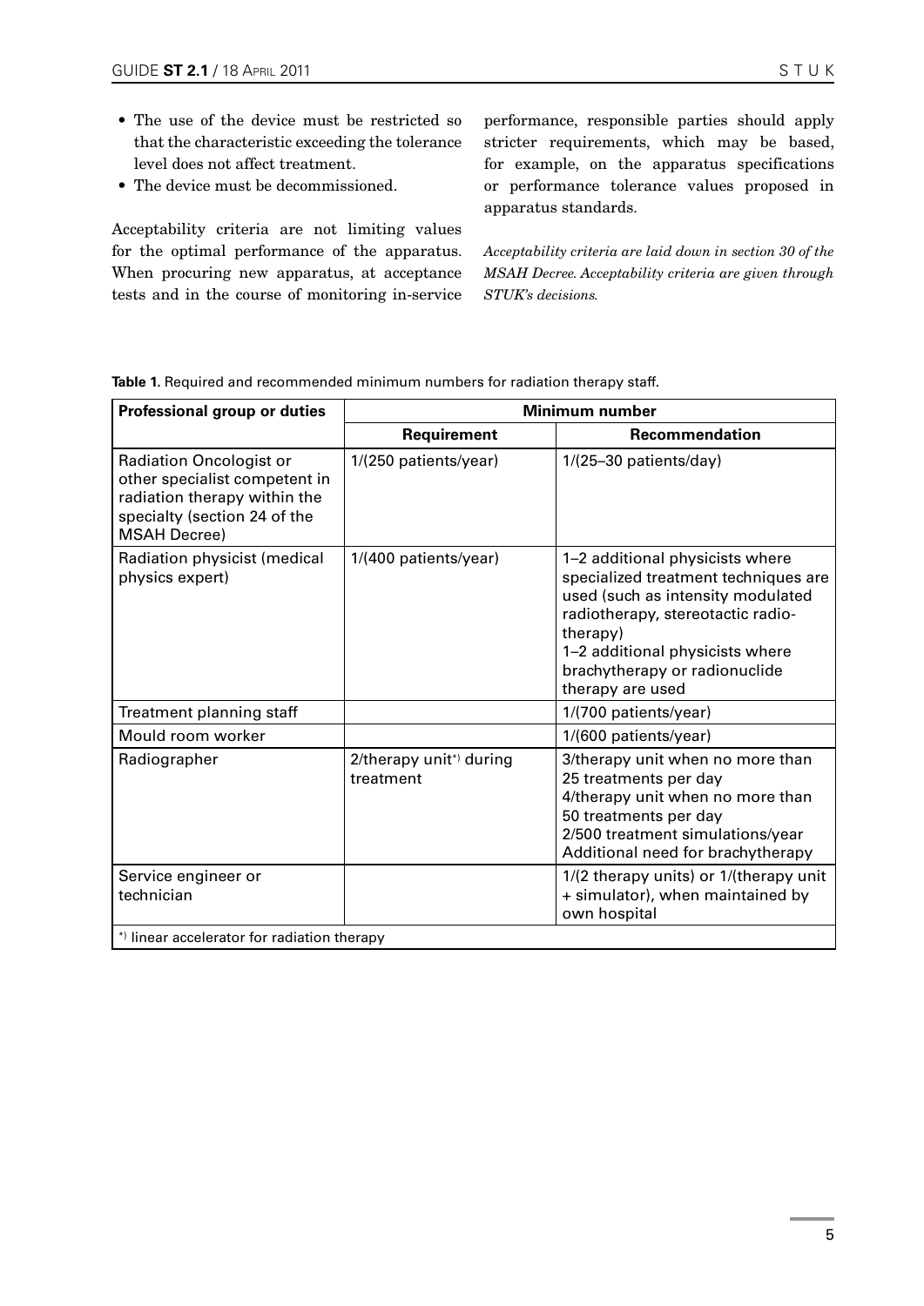- The use of the device must be restricted so that the characteristic exceeding the tolerance level does not affect treatment.
- The device must be decommissioned.

Acceptability criteria are not limiting values for the optimal performance of the apparatus. When procuring new apparatus, at acceptance tests and in the course of monitoring in-service performance, responsible parties should apply stricter requirements, which may be based, for example, on the apparatus specifications or performance tolerance values proposed in apparatus standards.

*Acceptability criteria are laid down in section 30 of the MSAH Decree. Acceptability criteria are given through STUK's decisions.*

**Table 1.** Required and recommended minimum numbers for radiation therapy staff.

| Professional group or duties | Minimum number | |
|---|---|---|
| | **Requirement** | **Recommendation** |
| Radiation Oncologist or other specialist competent in radiation therapy within the specialty (section 24 of the MSAH Decree) | 1/(250 patients/year) | 1/(25–30 patients/day) |
| Radiation physicist (medical physics expert) | 1/(400 patients/year) | 1–2 additional physicists where specialized treatment techniques are used (such as intensity modulated radiotherapy, stereotactic radiotherapy)<br>1–2 additional physicists where brachytherapy or radionuclide therapy are used |
| Treatment planning staff | | 1/(700 patients/year) |
| Mould room worker | | 1/(600 patients/year) |
| Radiographer | 2/therapy unit*) during treatment | 3/therapy unit when no more than 25 treatments per day<br>4/therapy unit when no more than 50 treatments per day<br>2/500 treatment simulations/year<br>Additional need for brachytherapy |
| Service engineer or technician | | 1/(2 therapy units) or 1/(therapy unit + simulator), when maintained by own hospital |

*) linear accelerator for radiation therapy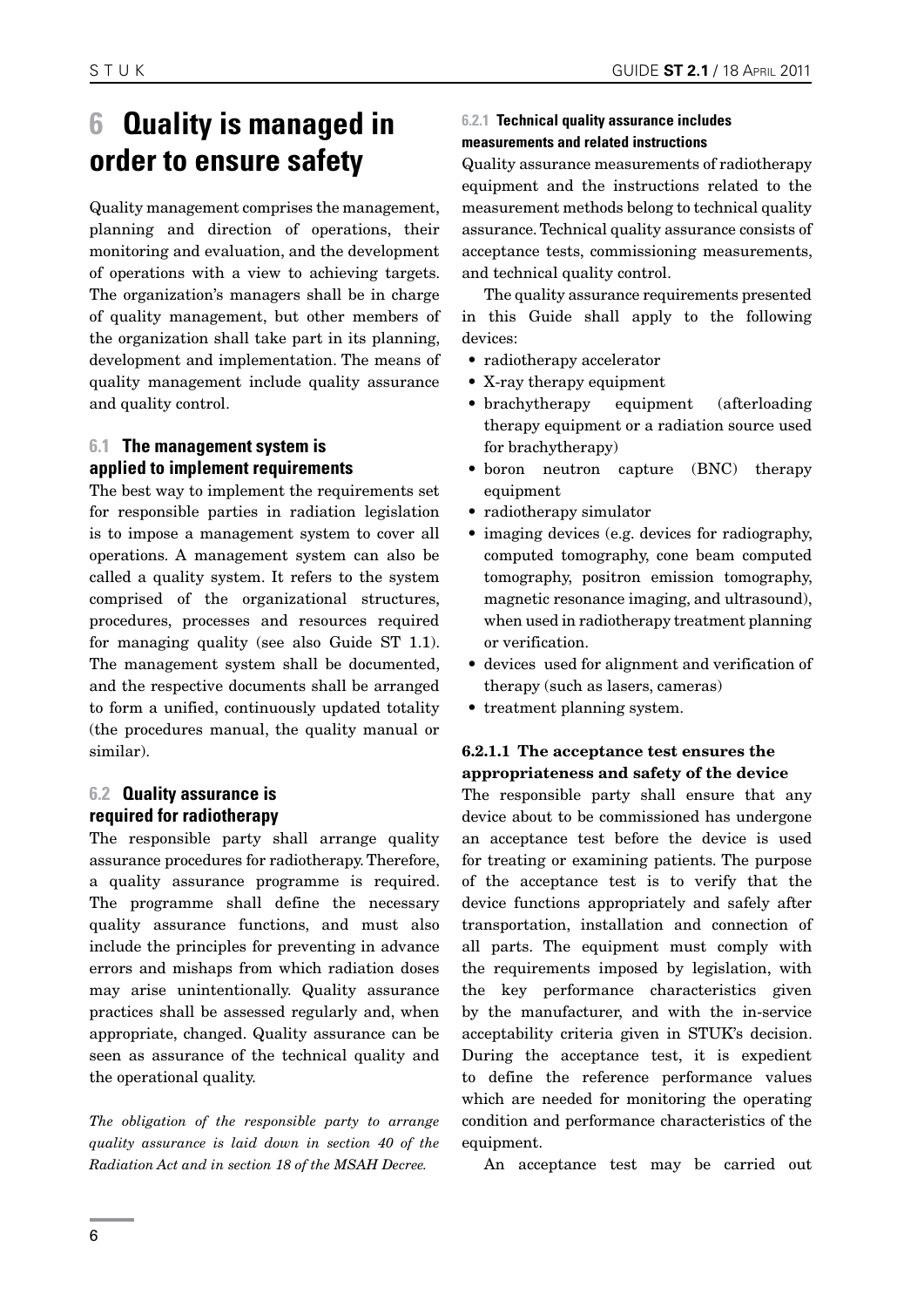# 6 Quality is managed in order to ensure safety

Quality management comprises the management, planning and direction of operations, their monitoring and evaluation, and the development of operations with a view to achieving targets. The organization's managers shall be in charge of quality management, but other members of the organization shall take part in its planning, development and implementation. The means of quality management include quality assurance and quality control.

## 6.1 The management system is applied to implement requirements

The best way to implement the requirements set for responsible parties in radiation legislation is to impose a management system to cover all operations. A management system can also be called a quality system. It refers to the system comprised of the organizational structures, procedures, processes and resources required for managing quality (see also Guide ST 1.1). The management system shall be documented, and the respective documents shall be arranged to form a unified, continuously updated totality (the procedures manual, the quality manual or similar).

## 6.2 Quality assurance is required for radiotherapy

The responsible party shall arrange quality assurance procedures for radiotherapy. Therefore, a quality assurance programme is required. The programme shall define the necessary quality assurance functions, and must also include the principles for preventing in advance errors and mishaps from which radiation doses may arise unintentionally. Quality assurance practices shall be assessed regularly and, when appropriate, changed. Quality assurance can be seen as assurance of the technical quality and the operational quality.

*The obligation of the responsible party to arrange quality assurance is laid down in section 40 of the Radiation Act and in section 18 of the MSAH Decree.*

### 6.2.1 Technical quality assurance includes measurements and related instructions

Quality assurance measurements of radiotherapy equipment and the instructions related to the measurement methods belong to technical quality assurance. Technical quality assurance consists of acceptance tests, commissioning measurements, and technical quality control.

The quality assurance requirements presented in this Guide shall apply to the following devices:

- radiotherapy accelerator
- X-ray therapy equipment
- brachytherapy equipment (afterloading therapy equipment or a radiation source used for brachytherapy)
- boron neutron capture (BNC) therapy equipment
- radiotherapy simulator
- imaging devices (e.g. devices for radiography, computed tomography, cone beam computed tomography, positron emission tomography, magnetic resonance imaging, and ultrasound), when used in radiotherapy treatment planning or verification.
- devices used for alignment and verification of therapy (such as lasers, cameras)
- treatment planning system.

#### 6.2.1.1 The acceptance test ensures the appropriateness and safety of the device

The responsible party shall ensure that any device about to be commissioned has undergone an acceptance test before the device is used for treating or examining patients. The purpose of the acceptance test is to verify that the device functions appropriately and safely after transportation, installation and connection of all parts. The equipment must comply with the requirements imposed by legislation, with the key performance characteristics given by the manufacturer, and with the in-service acceptability criteria given in STUK's decision. During the acceptance test, it is expedient to define the reference performance values which are needed for monitoring the operating condition and performance characteristics of the equipment.

An acceptance test may be carried out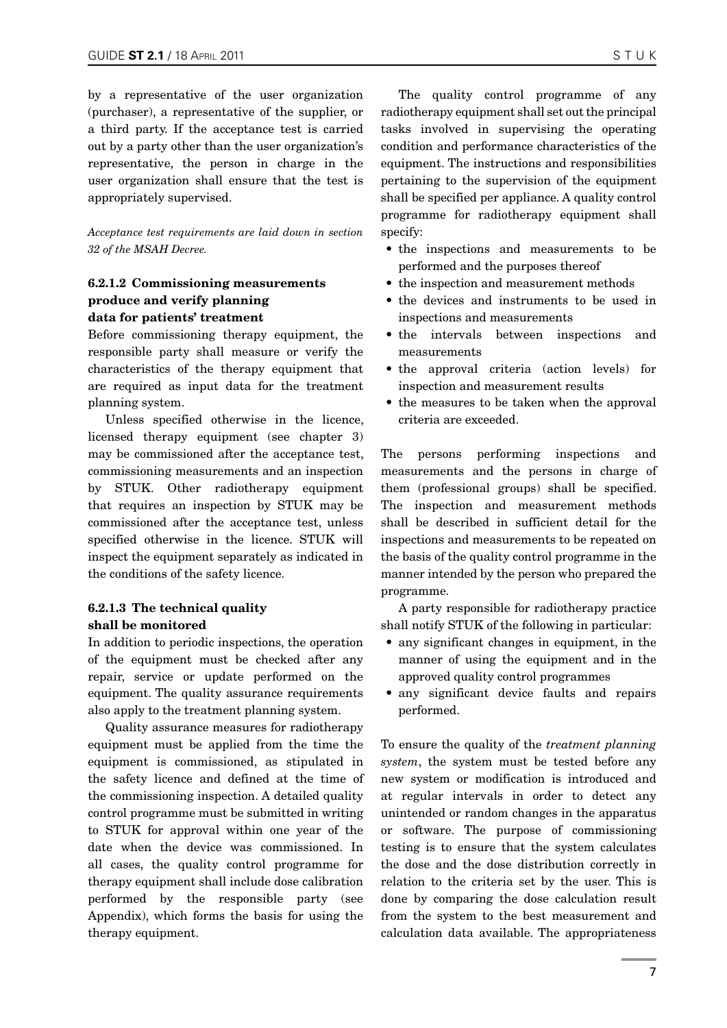by a representative of the user organization (purchaser), a representative of the supplier, or a third party. If the acceptance test is carried out by a party other than the user organization's representative, the person in charge in the user organization shall ensure that the test is appropriately supervised.

*Acceptance test requirements are laid down in section 32 of the MSAH Decree.*

#### 6.2.1.2 Commissioning measurements produce and verify planning data for patients' treatment

Before commissioning therapy equipment, the responsible party shall measure or verify the characteristics of the therapy equipment that are required as input data for the treatment planning system.

Unless specified otherwise in the licence, licensed therapy equipment (see chapter 3) may be commissioned after the acceptance test, commissioning measurements and an inspection by STUK. Other radiotherapy equipment that requires an inspection by STUK may be commissioned after the acceptance test, unless specified otherwise in the licence. STUK will inspect the equipment separately as indicated in the conditions of the safety licence.

#### 6.2.1.3 The technical quality shall be monitored

In addition to periodic inspections, the operation of the equipment must be checked after any repair, service or update performed on the equipment. The quality assurance requirements also apply to the treatment planning system.

Quality assurance measures for radiotherapy equipment must be applied from the time the equipment is commissioned, as stipulated in the safety licence and defined at the time of the commissioning inspection. A detailed quality control programme must be submitted in writing to STUK for approval within one year of the date when the device was commissioned. In all cases, the quality control programme for therapy equipment shall include dose calibration performed by the responsible party (see Appendix), which forms the basis for using the therapy equipment.

The quality control programme of any radiotherapy equipment shall set out the principal tasks involved in supervising the operating condition and performance characteristics of the equipment. The instructions and responsibilities pertaining to the supervision of the equipment shall be specified per appliance. A quality control programme for radiotherapy equipment shall specify:

- the inspections and measurements to be performed and the purposes thereof
- the inspection and measurement methods
- the devices and instruments to be used in inspections and measurements
- the intervals between inspections and measurements
- the approval criteria (action levels) for inspection and measurement results
- the measures to be taken when the approval criteria are exceeded.

The persons performing inspections and measurements and the persons in charge of them (professional groups) shall be specified. The inspection and measurement methods shall be described in sufficient detail for the inspections and measurements to be repeated on the basis of the quality control programme in the manner intended by the person who prepared the programme.

A party responsible for radiotherapy practice shall notify STUK of the following in particular:

- any significant changes in equipment, in the manner of using the equipment and in the approved quality control programmes
- any significant device faults and repairs performed.

To ensure the quality of the *treatment planning system*, the system must be tested before any new system or modification is introduced and at regular intervals in order to detect any unintended or random changes in the apparatus or software. The purpose of commissioning testing is to ensure that the system calculates the dose and the dose distribution correctly in relation to the criteria set by the user. This is done by comparing the dose calculation result from the system to the best measurement and calculation data available. The appropriateness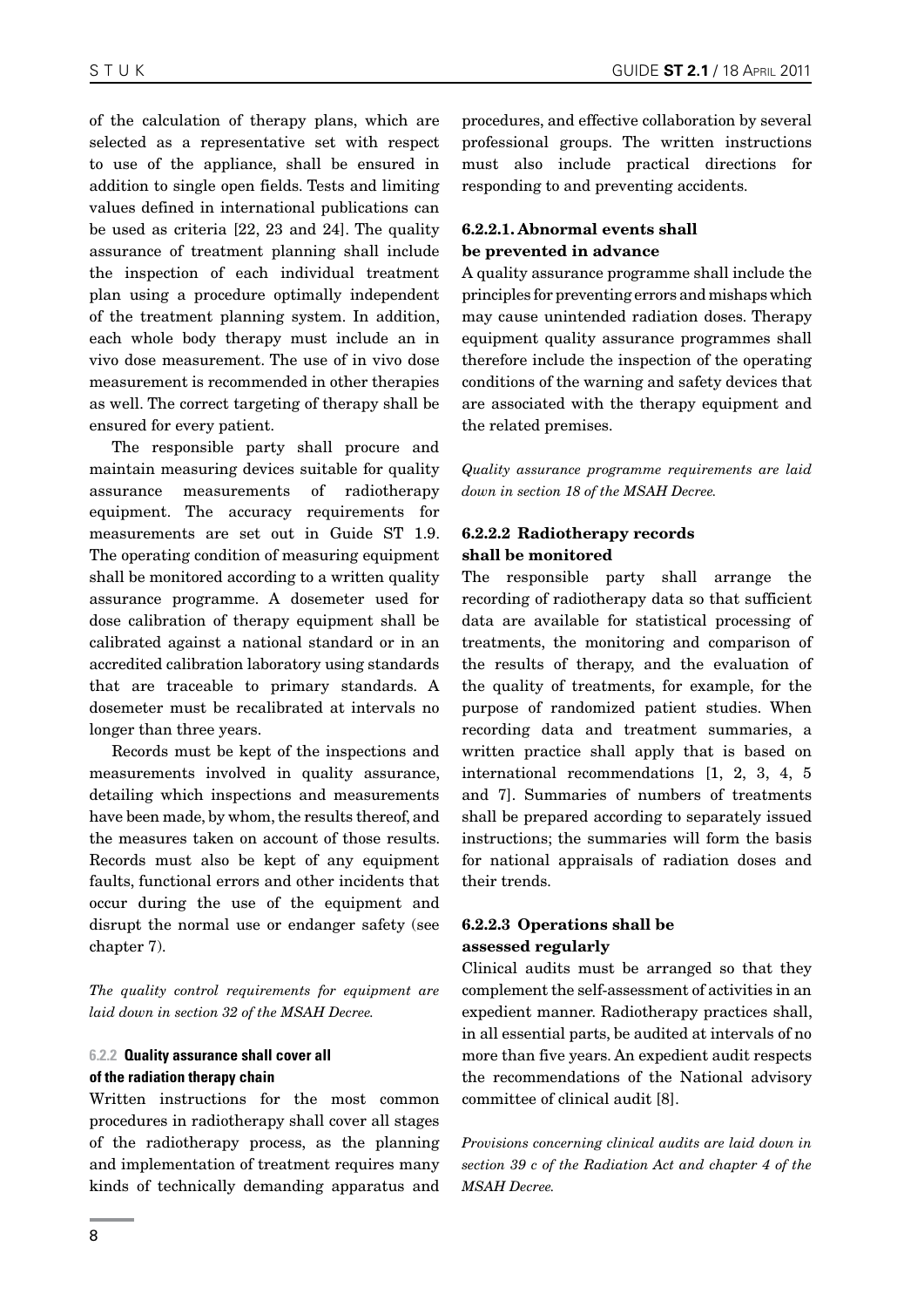of the calculation of therapy plans, which are selected as a representative set with respect to use of the appliance, shall be ensured in addition to single open fields. Tests and limiting values defined in international publications can be used as criteria [22, 23 and 24]. The quality assurance of treatment planning shall include the inspection of each individual treatment plan using a procedure optimally independent of the treatment planning system. In addition, each whole body therapy must include an in vivo dose measurement. The use of in vivo dose measurement is recommended in other therapies as well. The correct targeting of therapy shall be ensured for every patient.

The responsible party shall procure and maintain measuring devices suitable for quality assurance measurements of radiotherapy equipment. The accuracy requirements for measurements are set out in Guide ST 1.9. The operating condition of measuring equipment shall be monitored according to a written quality assurance programme. A dosemeter used for dose calibration of therapy equipment shall be calibrated against a national standard or in an accredited calibration laboratory using standards that are traceable to primary standards. A dosemeter must be recalibrated at intervals no longer than three years.

Records must be kept of the inspections and measurements involved in quality assurance, detailing which inspections and measurements have been made, by whom, the results thereof, and the measures taken on account of those results. Records must also be kept of any equipment faults, functional errors and other incidents that occur during the use of the equipment and disrupt the normal use or endanger safety (see chapter 7).

*The quality control requirements for equipment are laid down in section 32 of the MSAH Decree.*

#### 6.2.2 Quality assurance shall cover all of the radiation therapy chain

Written instructions for the most common procedures in radiotherapy shall cover all stages of the radiotherapy process, as the planning and implementation of treatment requires many kinds of technically demanding apparatus and procedures, and effective collaboration by several professional groups. The written instructions must also include practical directions for responding to and preventing accidents.

##### 6.2.2.1. Abnormal events shall be prevented in advance

A quality assurance programme shall include the principles for preventing errors and mishaps which may cause unintended radiation doses. Therapy equipment quality assurance programmes shall therefore include the inspection of the operating conditions of the warning and safety devices that are associated with the therapy equipment and the related premises.

*Quality assurance programme requirements are laid down in section 18 of the MSAH Decree.*

##### 6.2.2.2 Radiotherapy records shall be monitored

The responsible party shall arrange the recording of radiotherapy data so that sufficient data are available for statistical processing of treatments, the monitoring and comparison of the results of therapy, and the evaluation of the quality of treatments, for example, for the purpose of randomized patient studies. When recording data and treatment summaries, a written practice shall apply that is based on international recommendations [1, 2, 3, 4, 5 and 7]. Summaries of numbers of treatments shall be prepared according to separately issued instructions; the summaries will form the basis for national appraisals of radiation doses and their trends.

##### 6.2.2.3 Operations shall be assessed regularly

Clinical audits must be arranged so that they complement the self-assessment of activities in an expedient manner. Radiotherapy practices shall, in all essential parts, be audited at intervals of no more than five years. An expedient audit respects the recommendations of the National advisory committee of clinical audit [8].

*Provisions concerning clinical audits are laid down in section 39 c of the Radiation Act and chapter 4 of the MSAH Decree.*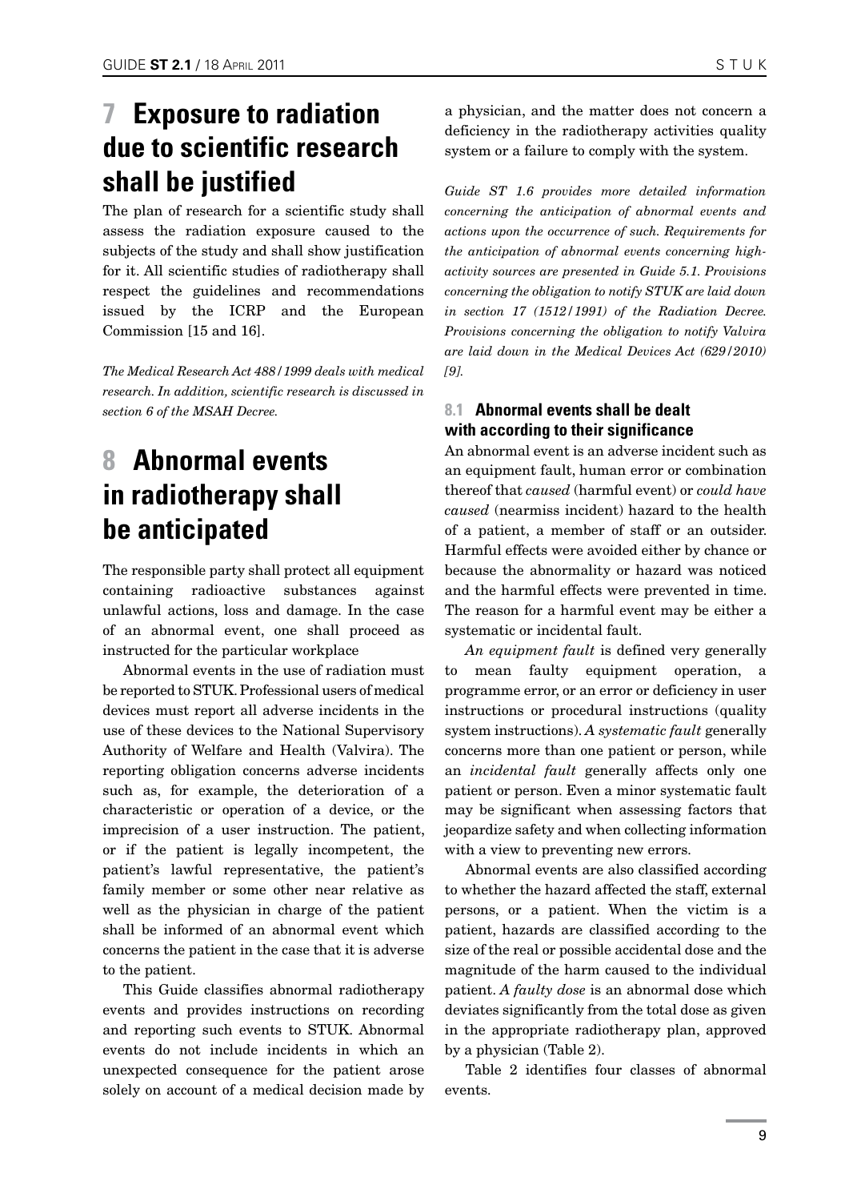# 7 Exposure to radiation due to scientific research shall be justified

The plan of research for a scientific study shall assess the radiation exposure caused to the subjects of the study and shall show justification for it. All scientific studies of radiotherapy shall respect the guidelines and recommendations issued by the ICRP and the European Commission [15 and 16].

*The Medical Research Act 488/1999 deals with medical research. In addition, scientific research is discussed in section 6 of the MSAH Decree.*

# 8 Abnormal events in radiotherapy shall be anticipated

The responsible party shall protect all equipment containing radioactive substances against unlawful actions, loss and damage. In the case of an abnormal event, one shall proceed as instructed for the particular workplace

Abnormal events in the use of radiation must be reported to STUK. Professional users of medical devices must report all adverse incidents in the use of these devices to the National Supervisory Authority of Welfare and Health (Valvira). The reporting obligation concerns adverse incidents such as, for example, the deterioration of a characteristic or operation of a device, or the imprecision of a user instruction. The patient, or if the patient is legally incompetent, the patient's lawful representative, the patient's family member or some other near relative as well as the physician in charge of the patient shall be informed of an abnormal event which concerns the patient in the case that it is adverse to the patient.

This Guide classifies abnormal radiotherapy events and provides instructions on recording and reporting such events to STUK. Abnormal events do not include incidents in which an unexpected consequence for the patient arose solely on account of a medical decision made by a physician, and the matter does not concern a deficiency in the radiotherapy activities quality system or a failure to comply with the system.

*Guide ST 1.6 provides more detailed information concerning the anticipation of abnormal events and actions upon the occurrence of such. Requirements for the anticipation of abnormal events concerning high-activity sources are presented in Guide 5.1. Provisions concerning the obligation to notify STUK are laid down in section 17 (1512/1991) of the Radiation Decree. Provisions concerning the obligation to notify Valvira are laid down in the Medical Devices Act (629/2010) [9].*

## 8.1 Abnormal events shall be dealt with according to their significance

An abnormal event is an adverse incident such as an equipment fault, human error or combination thereof that *caused* (harmful event) or *could have caused* (nearmiss incident) hazard to the health of a patient, a member of staff or an outsider. Harmful effects were avoided either by chance or because the abnormality or hazard was noticed and the harmful effects were prevented in time. The reason for a harmful event may be either a systematic or incidental fault.

*An equipment fault* is defined very generally to mean faulty equipment operation, a programme error, or an error or deficiency in user instructions or procedural instructions (quality system instructions). *A systematic fault* generally concerns more than one patient or person, while an *incidental fault* generally affects only one patient or person. Even a minor systematic fault may be significant when assessing factors that jeopardize safety and when collecting information with a view to preventing new errors.

Abnormal events are also classified according to whether the hazard affected the staff, external persons, or a patient. When the victim is a patient, hazards are classified according to the size of the real or possible accidental dose and the magnitude of the harm caused to the individual patient. *A faulty dose* is an abnormal dose which deviates significantly from the total dose as given in the appropriate radiotherapy plan, approved by a physician (Table 2).

Table 2 identifies four classes of abnormal events.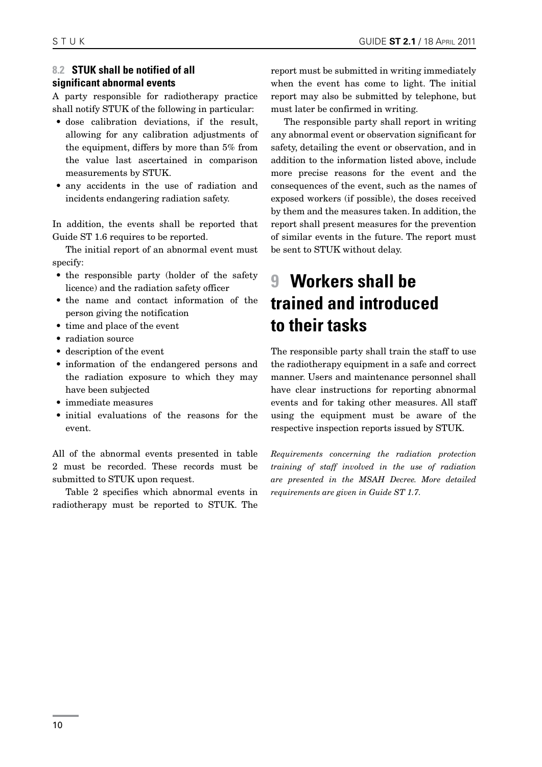### 8.2 STUK shall be notified of all significant abnormal events

A party responsible for radiotherapy practice shall notify STUK of the following in particular:

- dose calibration deviations, if the result, allowing for any calibration adjustments of the equipment, differs by more than 5% from the value last ascertained in comparison measurements by STUK.
- any accidents in the use of radiation and incidents endangering radiation safety.

In addition, the events shall be reported that Guide ST 1.6 requires to be reported.

The initial report of an abnormal event must specify:

- the responsible party (holder of the safety licence) and the radiation safety officer
- the name and contact information of the person giving the notification
- time and place of the event
- radiation source
- description of the event
- information of the endangered persons and the radiation exposure to which they may have been subjected
- immediate measures
- initial evaluations of the reasons for the event.

All of the abnormal events presented in table 2 must be recorded. These records must be submitted to STUK upon request.

Table 2 specifies which abnormal events in radiotherapy must be reported to STUK. The report must be submitted in writing immediately when the event has come to light. The initial report may also be submitted by telephone, but must later be confirmed in writing.

The responsible party shall report in writing any abnormal event or observation significant for safety, detailing the event or observation, and in addition to the information listed above, include more precise reasons for the event and the consequences of the event, such as the names of exposed workers (if possible), the doses received by them and the measures taken. In addition, the report shall present measures for the prevention of similar events in the future. The report must be sent to STUK without delay.

# 9 Workers shall be trained and introduced to their tasks

The responsible party shall train the staff to use the radiotherapy equipment in a safe and correct manner. Users and maintenance personnel shall have clear instructions for reporting abnormal events and for taking other measures. All staff using the equipment must be aware of the respective inspection reports issued by STUK.

*Requirements concerning the radiation protection training of staff involved in the use of radiation are presented in the MSAH Decree. More detailed requirements are given in Guide ST 1.7.*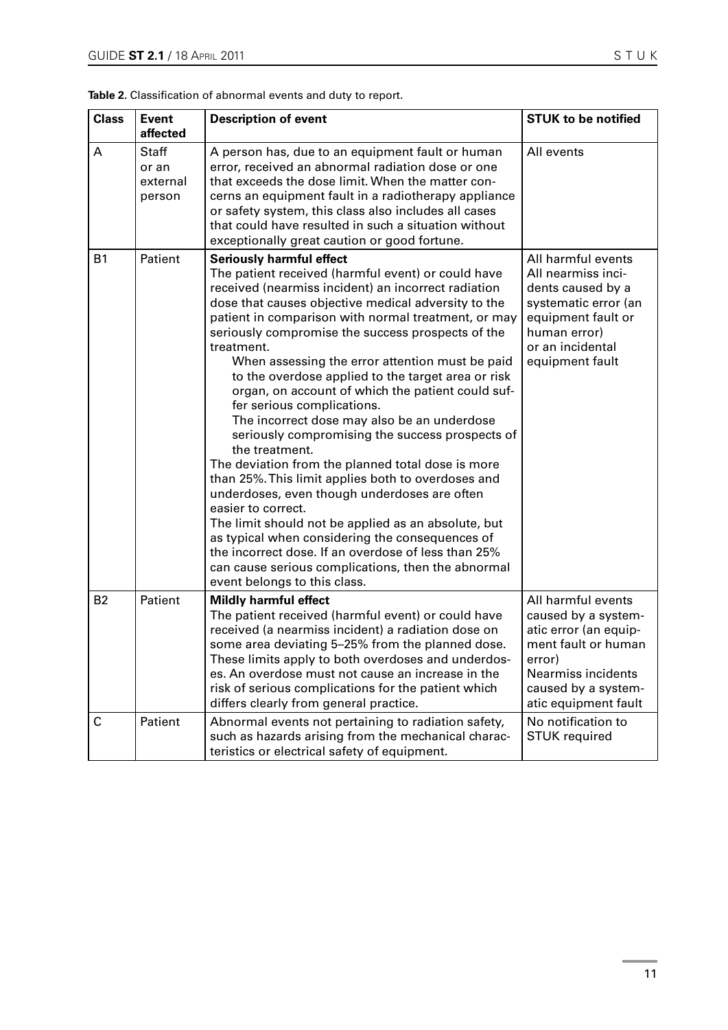**Table 2.** Classification of abnormal events and duty to report.

| Class | Event affected | Description of event | STUK to be notified |
|---|---|---|---|
| A | Staff or an external person | A person has, due to an equipment fault or human error, received an abnormal radiation dose or one that exceeds the dose limit. When the matter concerns an equipment fault in a radiotherapy appliance or safety system, this class also includes all cases that could have resulted in such a situation without exceptionally great caution or good fortune. | All events |
| B1 | Patient | **Seriously harmful effect**<br>The patient received (harmful event) or could have received (nearmiss incident) an incorrect radiation dose that causes objective medical adversity to the patient in comparison with normal treatment, or may seriously compromise the success prospects of the treatment.<br>When assessing the error attention must be paid to the overdose applied to the target area or risk organ, on account of which the patient could suffer serious complications.<br>The incorrect dose may also be an underdose seriously compromising the success prospects of the treatment.<br>The deviation from the planned total dose is more than 25%. This limit applies both to overdoses and underdoses, even though underdoses are often easier to correct.<br>The limit should not be applied as an absolute, but as typical when considering the consequences of the incorrect dose. If an overdose of less than 25% can cause serious complications, then the abnormal event belongs to this class. | All harmful events<br>All nearmiss incidents caused by a systematic error (an equipment fault or human error) or an incidental equipment fault |
| B2 | Patient | **Mildly harmful effect**<br>The patient received (harmful event) or could have received (a nearmiss incident) a radiation dose on some area deviating 5–25% from the planned dose. These limits apply to both overdoses and underdoses. An overdose must not cause an increase in the risk of serious complications for the patient which differs clearly from general practice. | All harmful events caused by a systematic error (an equipment fault or human error)<br>Nearmiss incidents caused by a systematic equipment fault |
| C | Patient | Abnormal events not pertaining to radiation safety, such as hazards arising from the mechanical characteristics or electrical safety of equipment. | No notification to STUK required |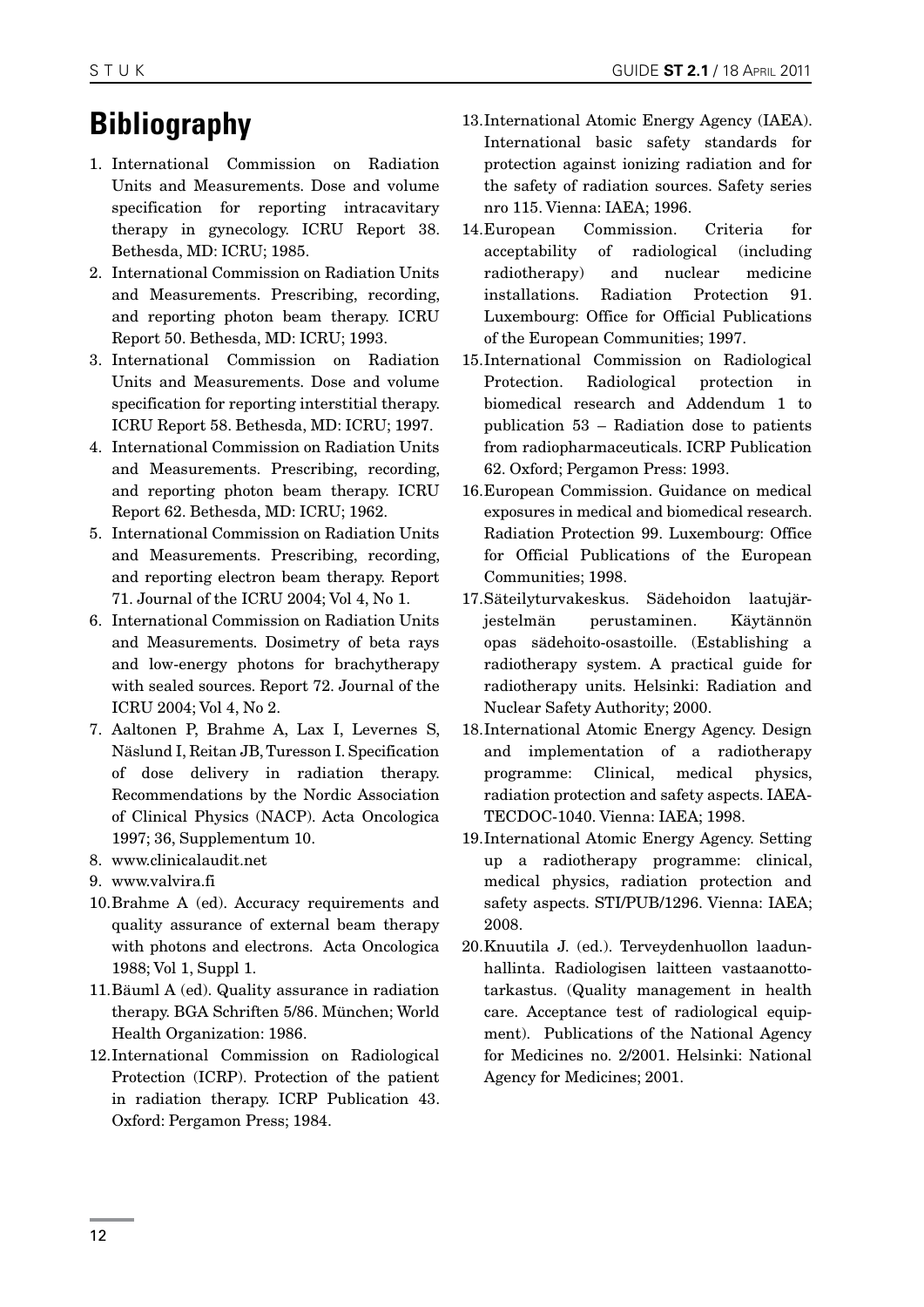# Bibliography

1. International Commission on Radiation Units and Measurements. Dose and volume specification for reporting intracavitary therapy in gynecology. ICRU Report 38. Bethesda, MD: ICRU; 1985.
2. International Commission on Radiation Units and Measurements. Prescribing, recording, and reporting photon beam therapy. ICRU Report 50. Bethesda, MD: ICRU; 1993.
3. International Commission on Radiation Units and Measurements. Dose and volume specification for reporting interstitial therapy. ICRU Report 58. Bethesda, MD: ICRU; 1997.
4. International Commission on Radiation Units and Measurements. Prescribing, recording, and reporting photon beam therapy. ICRU Report 62. Bethesda, MD: ICRU; 1962.
5. International Commission on Radiation Units and Measurements. Prescribing, recording, and reporting electron beam therapy. Report 71. Journal of the ICRU 2004; Vol 4, No 1.
6. International Commission on Radiation Units and Measurements. Dosimetry of beta rays and low-energy photons for brachytherapy with sealed sources. Report 72. Journal of the ICRU 2004; Vol 4, No 2.
7. Aaltonen P, Brahme A, Lax I, Levernes S, Näslund I, Reitan JB, Turesson I. Specification of dose delivery in radiation therapy. Recommendations by the Nordic Association of Clinical Physics (NACP). Acta Oncologica 1997; 36, Supplementum 10.
8. www.clinicalaudit.net
9. www.valvira.fi
10. Brahme A (ed). Accuracy requirements and quality assurance of external beam therapy with photons and electrons. Acta Oncologica 1988; Vol 1, Suppl 1.
11. Bäuml A (ed). Quality assurance in radiation therapy. BGA Schriften 5/86. München; World Health Organization: 1986.
12. International Commission on Radiological Protection (ICRP). Protection of the patient in radiation therapy. ICRP Publication 43. Oxford: Pergamon Press; 1984.
13. International Atomic Energy Agency (IAEA). International basic safety standards for protection against ionizing radiation and for the safety of radiation sources. Safety series nro 115. Vienna: IAEA; 1996.
14. European Commission. Criteria for acceptability of radiological (including radiotherapy) and nuclear medicine installations. Radiation Protection 91. Luxembourg: Office for Official Publications of the European Communities; 1997.
15. International Commission on Radiological Protection. Radiological protection in biomedical research and Addendum 1 to publication 53 – Radiation dose to patients from radiopharmaceuticals. ICRP Publication 62. Oxford; Pergamon Press: 1993.
16. European Commission. Guidance on medical exposures in medical and biomedical research. Radiation Protection 99. Luxembourg: Office for Official Publications of the European Communities; 1998.
17. Säteilyturvakeskus. Sädehoidon laatujärjestelmän perustaminen. Käytännön opas sädehoito-osastoille. (Establishing a radiotherapy system. A practical guide for radiotherapy units. Helsinki: Radiation and Nuclear Safety Authority; 2000.
18. International Atomic Energy Agency. Design and implementation of a radiotherapy programme: Clinical, medical physics, radiation protection and safety aspects. IAEA-TECDOC-1040. Vienna: IAEA; 1998.
19. International Atomic Energy Agency. Setting up a radiotherapy programme: clinical, medical physics, radiation protection and safety aspects. STI/PUB/1296. Vienna: IAEA; 2008.
20. Knuutila J. (ed.). Terveydenhuollon laadunhallinta. Radiologisen laitteen vastaanottotarkastus. (Quality management in health care. Acceptance test of radiological equipment). Publications of the National Agency for Medicines no. 2/2001. Helsinki: National Agency for Medicines; 2001.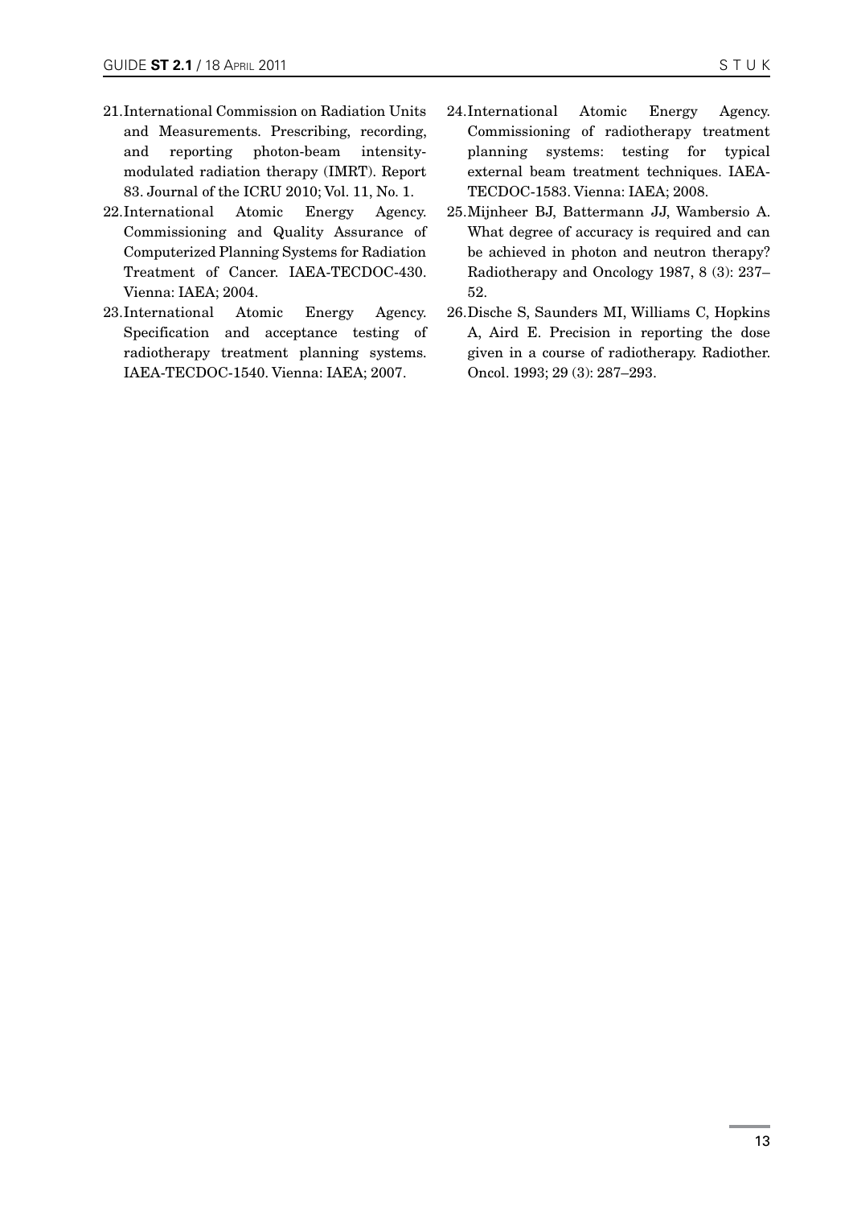21. International Commission on Radiation Units and Measurements. Prescribing, recording, and reporting photon-beam intensity-modulated radiation therapy (IMRT). Report 83. Journal of the ICRU 2010; Vol. 11, No. 1.
22. International Atomic Energy Agency. Commissioning and Quality Assurance of Computerized Planning Systems for Radiation Treatment of Cancer. IAEA-TECDOC-430. Vienna: IAEA; 2004.
23. International Atomic Energy Agency. Specification and acceptance testing of radiotherapy treatment planning systems. IAEA-TECDOC-1540. Vienna: IAEA; 2007.
24. International Atomic Energy Agency. Commissioning of radiotherapy treatment planning systems: testing for typical external beam treatment techniques. IAEA-TECDOC-1583. Vienna: IAEA; 2008.
25. Mijnheer BJ, Battermann JJ, Wambersio A. What degree of accuracy is required and can be achieved in photon and neutron therapy? Radiotherapy and Oncology 1987, 8 (3): 237–52.
26. Dische S, Saunders MI, Williams C, Hopkins A, Aird E. Precision in reporting the dose given in a course of radiotherapy. Radiother. Oncol. 1993; 29 (3): 287–293.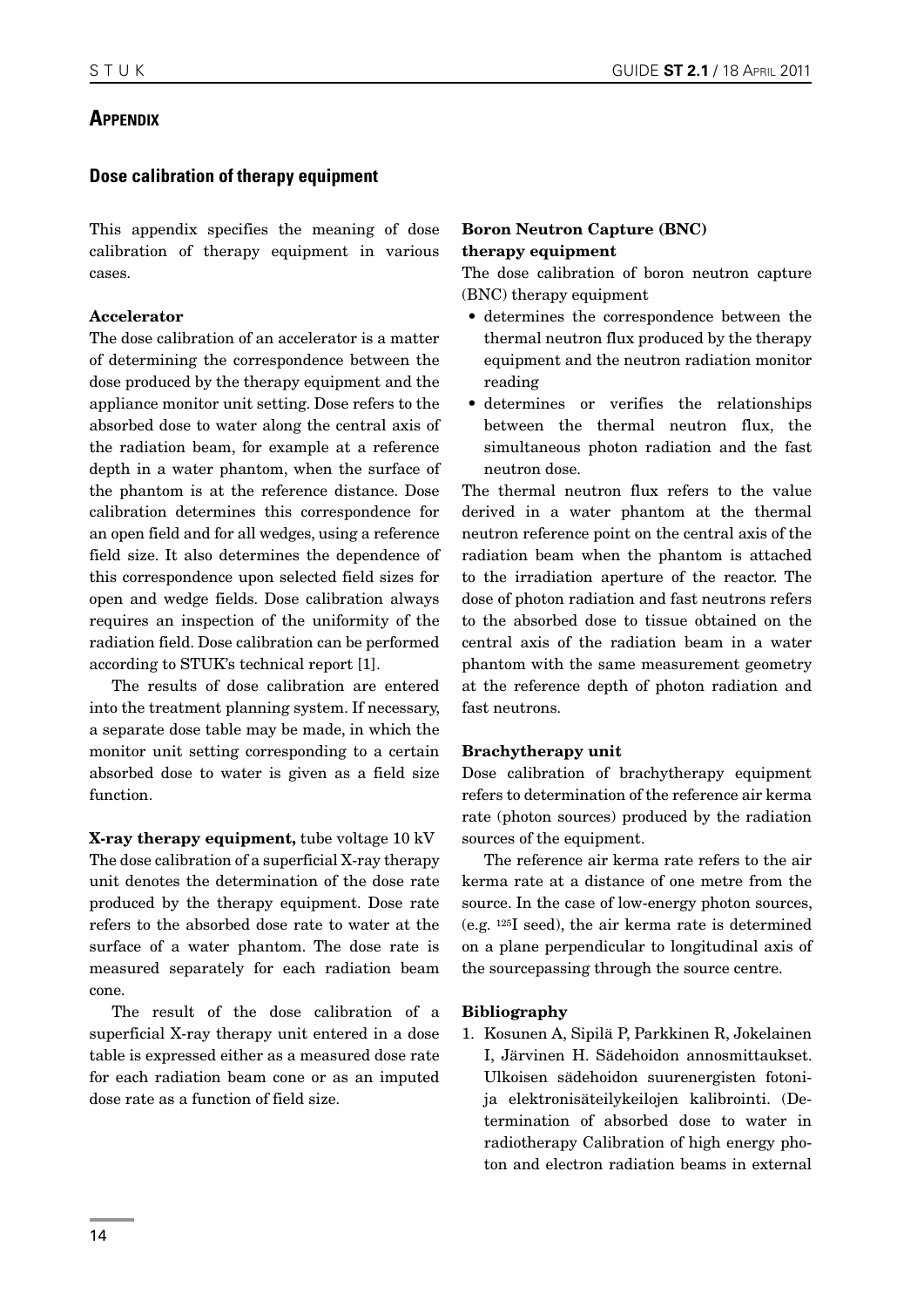# Appendix

## Dose calibration of therapy equipment

This appendix specifies the meaning of dose calibration of therapy equipment in various cases.

**Accelerator**

The dose calibration of an accelerator is a matter of determining the correspondence between the dose produced by the therapy equipment and the appliance monitor unit setting. Dose refers to the absorbed dose to water along the central axis of the radiation beam, for example at a reference depth in a water phantom, when the surface of the phantom is at the reference distance. Dose calibration determines this correspondence for an open field and for all wedges, using a reference field size. It also determines the dependence of this correspondence upon selected field sizes for open and wedge fields. Dose calibration always requires an inspection of the uniformity of the radiation field. Dose calibration can be performed according to STUK's technical report [1].

The results of dose calibration are entered into the treatment planning system. If necessary, a separate dose table may be made, in which the monitor unit setting corresponding to a certain absorbed dose to water is given as a field size function.

**X-ray therapy equipment,** tube voltage 10 kV

The dose calibration of a superficial X-ray therapy unit denotes the determination of the dose rate produced by the therapy equipment. Dose rate refers to the absorbed dose rate to water at the surface of a water phantom. The dose rate is measured separately for each radiation beam cone.

The result of the dose calibration of a superficial X-ray therapy unit entered in a dose table is expressed either as a measured dose rate for each radiation beam cone or as an imputed dose rate as a function of field size.

**Boron Neutron Capture (BNC) therapy equipment**

The dose calibration of boron neutron capture (BNC) therapy equipment

- determines the correspondence between the thermal neutron flux produced by the therapy equipment and the neutron radiation monitor reading
- determines or verifies the relationships between the thermal neutron flux, the simultaneous photon radiation and the fast neutron dose.

The thermal neutron flux refers to the value derived in a water phantom at the thermal neutron reference point on the central axis of the radiation beam when the phantom is attached to the irradiation aperture of the reactor. The dose of photon radiation and fast neutrons refers to the absorbed dose to tissue obtained on the central axis of the radiation beam in a water phantom with the same measurement geometry at the reference depth of photon radiation and fast neutrons.

**Brachytherapy unit**

Dose calibration of brachytherapy equipment refers to determination of the reference air kerma rate (photon sources) produced by the radiation sources of the equipment.

The reference air kerma rate refers to the air kerma rate at a distance of one metre from the source. In the case of low-energy photon sources, (e.g. $^{125}$I seed), the air kerma rate is determined on a plane perpendicular to longitudinal axis of the sourcepassing through the source centre.

**Bibliography**

1. Kosunen A, Sipilä P, Parkkinen R, Jokelainen I, Järvinen H. Sädehoidon annosmittaukset. Ulkoisen sädehoidon suurenergististen fotoni- ja elektronisäteilykeilojen kalibrointi. (Determination of absorbed dose to water in radiotherapy Calibration of high energy photon and electron radiation beams in external